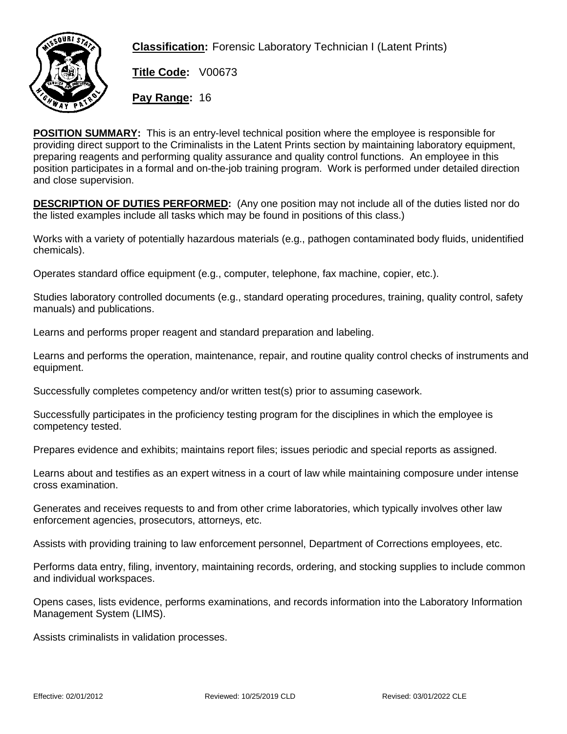**Classification:** Forensic Laboratory Technician I (Latent Prints)

**Title Code:** V00673

**Pay Range:** 16

**POSITION SUMMARY:** This is an entry-level technical position where the employee is responsible for providing direct support to the Criminalists in the Latent Prints section by maintaining laboratory equipment, preparing reagents and performing quality assurance and quality control functions. An employee in this position participates in a formal and on-the-job training program. Work is performed under detailed direction and close supervision.

**DESCRIPTION OF DUTIES PERFORMED:** (Any one position may not include all of the duties listed nor do the listed examples include all tasks which may be found in positions of this class.)

Works with a variety of potentially hazardous materials (e.g., pathogen contaminated body fluids, unidentified chemicals).

Operates standard office equipment (e.g., computer, telephone, fax machine, copier, etc.).

Studies laboratory controlled documents (e.g., standard operating procedures, training, quality control, safety manuals) and publications.

Learns and performs proper reagent and standard preparation and labeling.

Learns and performs the operation, maintenance, repair, and routine quality control checks of instruments and equipment.

Successfully completes competency and/or written test(s) prior to assuming casework.

Successfully participates in the proficiency testing program for the disciplines in which the employee is competency tested.

Prepares evidence and exhibits; maintains report files; issues periodic and special reports as assigned.

Learns about and testifies as an expert witness in a court of law while maintaining composure under intense cross examination.

Generates and receives requests to and from other crime laboratories, which typically involves other law enforcement agencies, prosecutors, attorneys, etc.

Assists with providing training to law enforcement personnel, Department of Corrections employees, etc.

Performs data entry, filing, inventory, maintaining records, ordering, and stocking supplies to include common and individual workspaces.

Opens cases, lists evidence, performs examinations, and records information into the Laboratory Information Management System (LIMS).

Assists criminalists in validation processes.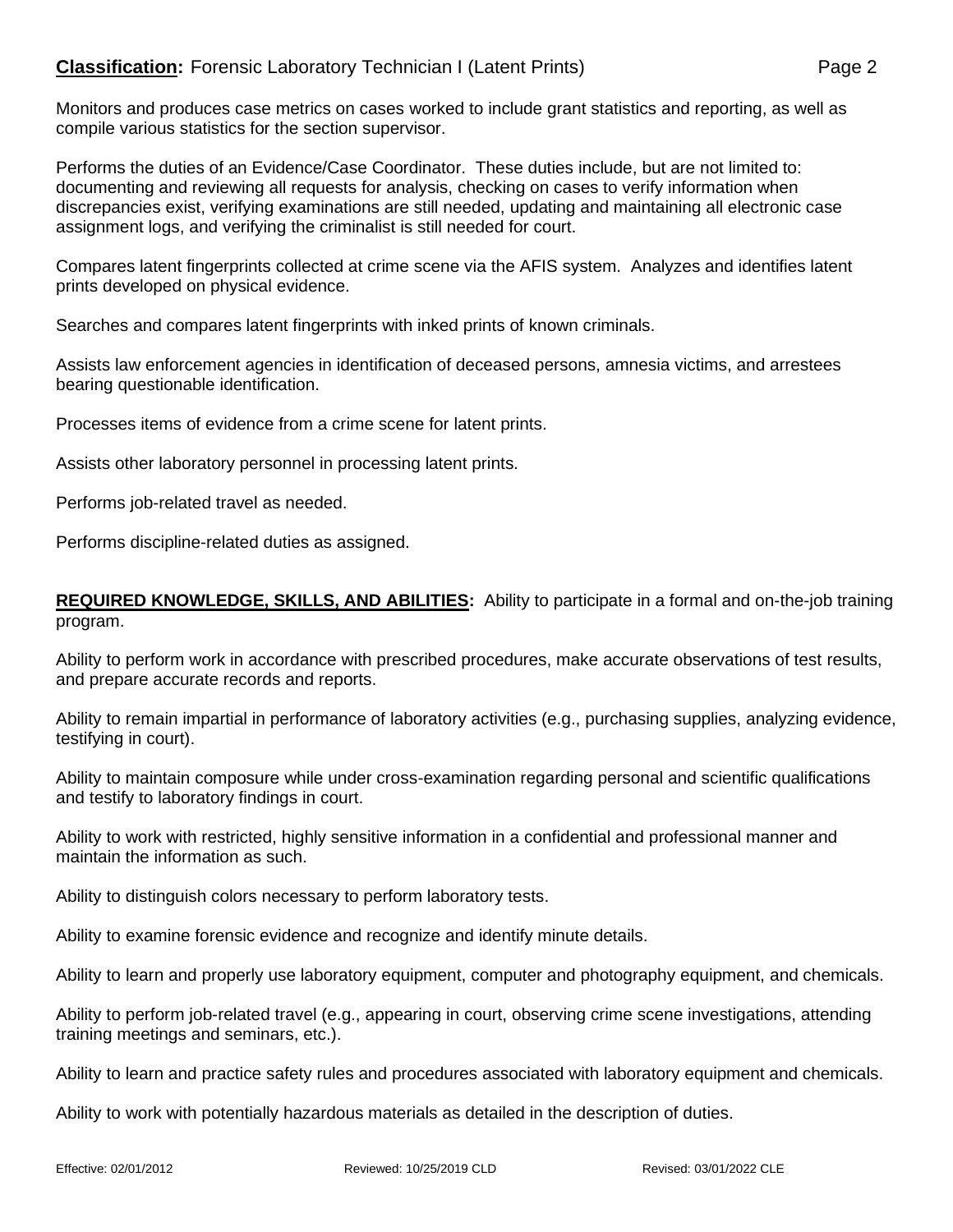Monitors and produces case metrics on cases worked to include grant statistics and reporting, as well as compile various statistics for the section supervisor.

Performs the duties of an Evidence/Case Coordinator. These duties include, but are not limited to: documenting and reviewing all requests for analysis, checking on cases to verify information when discrepancies exist, verifying examinations are still needed, updating and maintaining all electronic case assignment logs, and verifying the criminalist is still needed for court.

Compares latent fingerprints collected at crime scene via the AFIS system. Analyzes and identifies latent prints developed on physical evidence.

Searches and compares latent fingerprints with inked prints of known criminals.

Assists law enforcement agencies in identification of deceased persons, amnesia victims, and arrestees bearing questionable identification.

Processes items of evidence from a crime scene for latent prints.

Assists other laboratory personnel in processing latent prints.

Performs job-related travel as needed.

Performs discipline-related duties as assigned.

**REQUIRED KNOWLEDGE, SKILLS, AND ABILITIES:** Ability to participate in a formal and on-the-job training program.

Ability to perform work in accordance with prescribed procedures, make accurate observations of test results, and prepare accurate records and reports.

Ability to remain impartial in performance of laboratory activities (e.g., purchasing supplies, analyzing evidence, testifying in court).

Ability to maintain composure while under cross-examination regarding personal and scientific qualifications and testify to laboratory findings in court.

Ability to work with restricted, highly sensitive information in a confidential and professional manner and maintain the information as such.

Ability to distinguish colors necessary to perform laboratory tests.

Ability to examine forensic evidence and recognize and identify minute details.

Ability to learn and properly use laboratory equipment, computer and photography equipment, and chemicals.

Ability to perform job-related travel (e.g., appearing in court, observing crime scene investigations, attending training meetings and seminars, etc.).

Ability to learn and practice safety rules and procedures associated with laboratory equipment and chemicals.

Ability to work with potentially hazardous materials as detailed in the description of duties.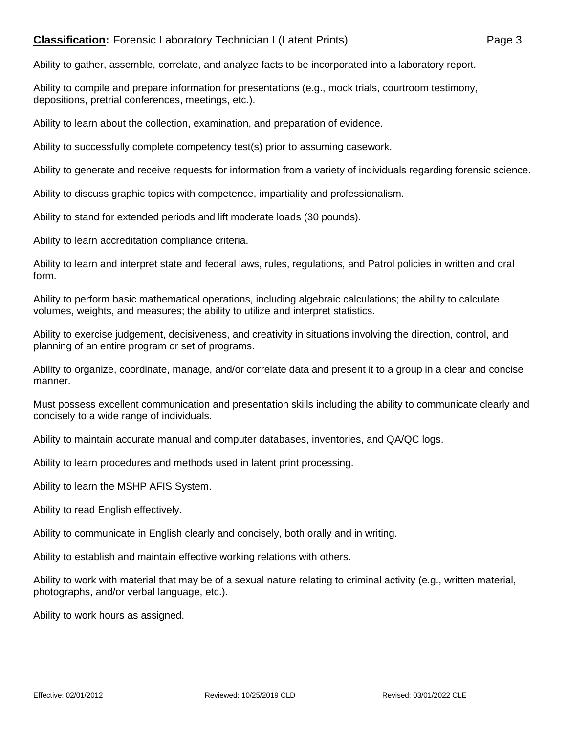Ability to gather, assemble, correlate, and analyze facts to be incorporated into a laboratory report.

Ability to compile and prepare information for presentations (e.g., mock trials, courtroom testimony, depositions, pretrial conferences, meetings, etc.).

Ability to learn about the collection, examination, and preparation of evidence.

Ability to successfully complete competency test(s) prior to assuming casework.

Ability to generate and receive requests for information from a variety of individuals regarding forensic science.

Ability to discuss graphic topics with competence, impartiality and professionalism.

Ability to stand for extended periods and lift moderate loads (30 pounds).

Ability to learn accreditation compliance criteria.

Ability to learn and interpret state and federal laws, rules, regulations, and Patrol policies in written and oral form.

Ability to perform basic mathematical operations, including algebraic calculations; the ability to calculate volumes, weights, and measures; the ability to utilize and interpret statistics.

Ability to exercise judgement, decisiveness, and creativity in situations involving the direction, control, and planning of an entire program or set of programs.

Ability to organize, coordinate, manage, and/or correlate data and present it to a group in a clear and concise manner.

Must possess excellent communication and presentation skills including the ability to communicate clearly and concisely to a wide range of individuals.

Ability to maintain accurate manual and computer databases, inventories, and QA/QC logs.

Ability to learn procedures and methods used in latent print processing.

Ability to learn the MSHP AFIS System.

Ability to read English effectively.

Ability to communicate in English clearly and concisely, both orally and in writing.

Ability to establish and maintain effective working relations with others.

Ability to work with material that may be of a sexual nature relating to criminal activity (e.g., written material, photographs, and/or verbal language, etc.).

Ability to work hours as assigned.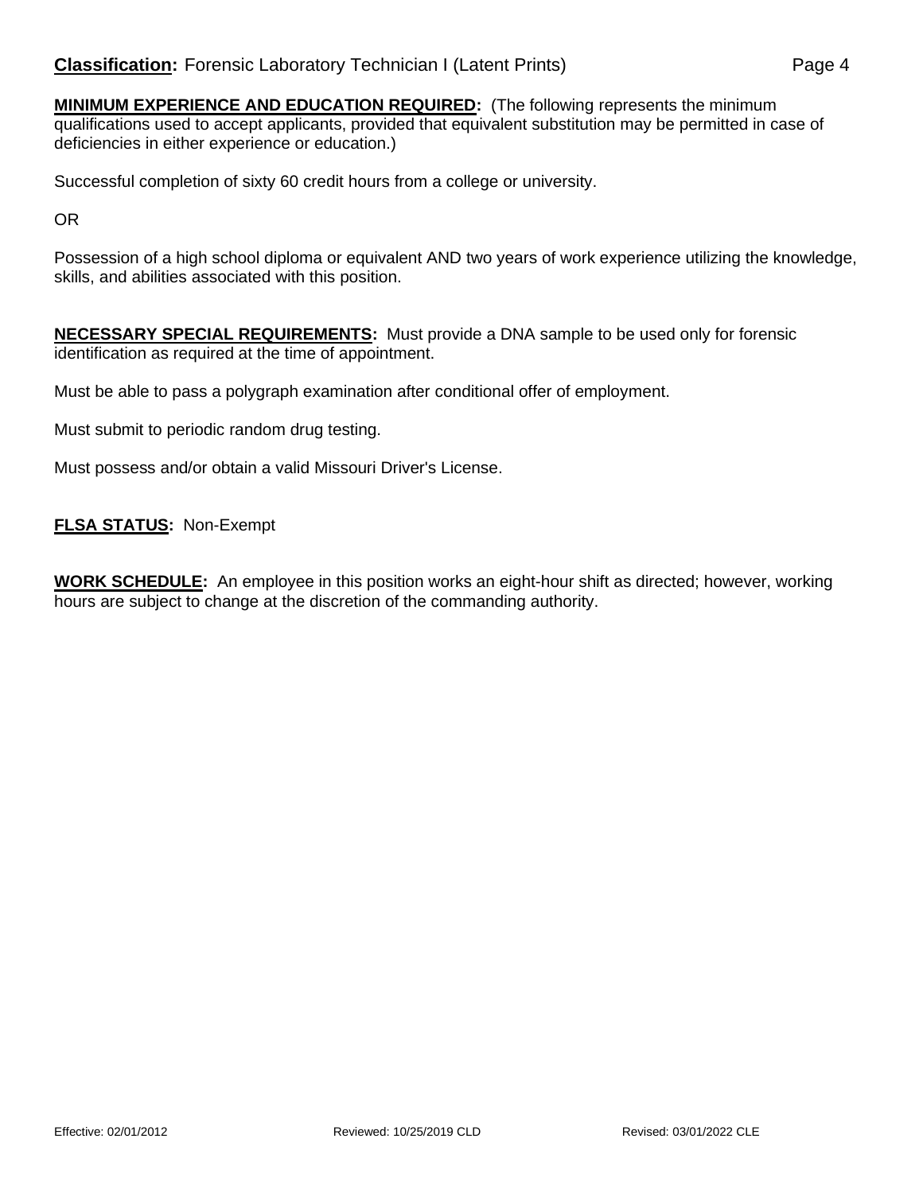**MINIMUM EXPERIENCE AND EDUCATION REQUIRED:** (The following represents the minimum qualifications used to accept applicants, provided that equivalent substitution may be permitted in case of deficiencies in either experience or education.)

Successful completion of sixty 60 credit hours from a college or university.

OR

Possession of a high school diploma or equivalent AND two years of work experience utilizing the knowledge, skills, and abilities associated with this position.

**NECESSARY SPECIAL REQUIREMENTS:** Must provide a DNA sample to be used only for forensic identification as required at the time of appointment.

Must be able to pass a polygraph examination after conditional offer of employment.

Must submit to periodic random drug testing.

Must possess and/or obtain a valid Missouri Driver's License.

**FLSA STATUS:** Non-Exempt

**WORK SCHEDULE:** An employee in this position works an eight-hour shift as directed; however, working hours are subject to change at the discretion of the commanding authority.

Effective: 02/01/2012 Reviewed: 10/25/2019 CLD Revised: 03/01/2022 CLE